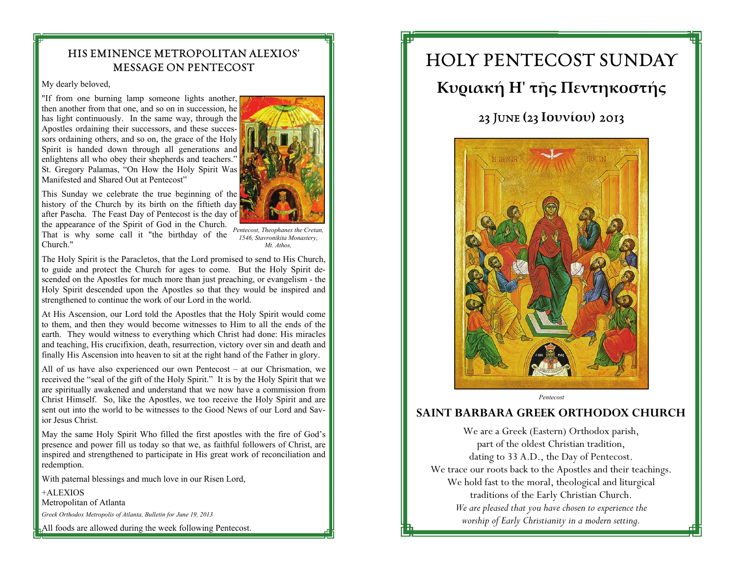## HIS EMINENCE METROPOLITAN ALEXIOS' MESSAGE ON PENTECOST

My dearly beloved,

"If from one burning lamp someone lights another, then another from that one, and so on in succession, he has light continuously. In the same way, through the Apostles ordaining their successors, and these successors ordaining others, and so on, the grace of the Holy Spirit is handed down through all generations and enlightens all who obey their shepherds and teachers." St. Gregory Palamas, "On How the Holy Spirit Was Manifested and Shared Out at Pentecost"

This Sunday we celebrate the true beginning of the history of the Church by its birth on the fiftieth day after Pascha. The Feast Day of Pentecost is the day of the appearance of the Spirit of God in the Church. That is why some call it "the birthday of the Church."

*Pentecost, Theophanes the Cretan, 1546, Stavronikita Monastery, Mt. Athos,*

The Holy Spirit is the Paracletos, that the Lord promised to send to His Church, to guide and protect the Church for ages to come. But the Holy Spirit descended on the Apostles for much more than just preaching, or evangelism - the Holy Spirit descended upon the Apostles so that they would be inspired and strengthened to continue the work of our Lord in the world.

At His Ascension, our Lord told the Apostles that the Holy Spirit would come to them, and then they would become witnesses to Him to all the ends of the earth. They would witness to everything which Christ had done: His miracles and teaching, His crucifixion, death, resurrection, victory over sin and death and finally His Ascension into heaven to sit at the right hand of the Father in glory.

All of us have also experienced our own Pentecost – at our Chrismation, we received the "seal of the gift of the Holy Spirit." It is by the Holy Spirit that we are spiritually awakened and understand that we now have a commission from Christ Himself. So, like the Apostles, we too receive the Holy Spirit and are sent out into the world to be witnesses to the Good News of our Lord and Savior Jesus Christ.

May the same Holy Spirit Who filled the first apostles with the fire of God's presence and power fill us today so that we, as faithful followers of Christ, are inspired and strengthened to participate in His great work of reconciliation and redemption.

With paternal blessings and much love in our Risen Lord,

+ALEXIOS
Metropolitan of Atlanta

*Greek Orthodox Metropolis of Atlanta, Bulletin for June 19, 2013*

All foods are allowed during the week following Pentecost.

# HOLY PENTECOST SUNDAY

## Κυριακή Η' τῆς Πεντηκοστής

### 23 June (23 Ιουνίου) 2013

*Pentecost*

## SAINT BARBARA GREEK ORTHODOX CHURCH

We are a Greek (Eastern) Orthodox parish,
part of the oldest Christian tradition,
dating to 33 A.D., the Day of Pentecost.
We trace our roots back to the Apostles and their teachings.
We hold fast to the moral, theological and liturgical
traditions of the Early Christian Church.
*We are pleased that you have chosen to experience the worship of Early Christianity in a modern setting.*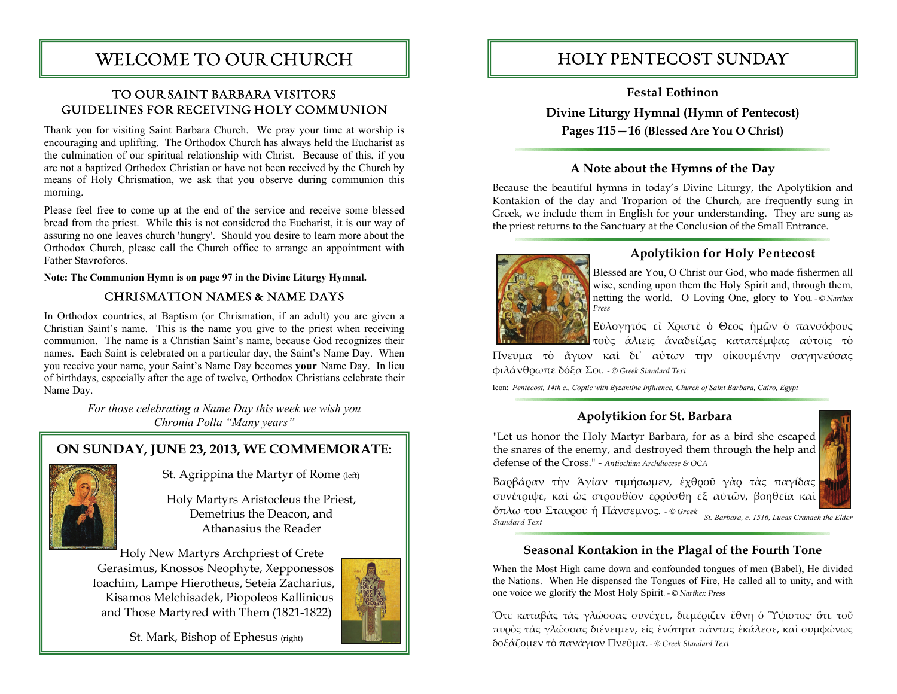# WELCOME TO OUR CHURCH

## TO OUR SAINT BARBARA VISITORS
## GUIDELINES FOR RECEIVING HOLY COMMUNION

Thank you for visiting Saint Barbara Church. We pray your time at worship is encouraging and uplifting. The Orthodox Church has always held the Eucharist as the culmination of our spiritual relationship with Christ. Because of this, if you are not a baptized Orthodox Christian or have not been received by the Church by means of Holy Chrismation, we ask that you observe during communion this morning.

Please feel free to come up at the end of the service and receive some blessed bread from the priest. While this is not considered the Eucharist, it is our way of assuring no one leaves church 'hungry'. Should you desire to learn more about the Orthodox Church, please call the Church office to arrange an appointment with Father Stavroforos.

**Note: The Communion Hymn is on page 97 in the Divine Liturgy Hymnal.**

## CHRISMATION NAMES & NAME DAYS

In Orthodox countries, at Baptism (or Chrismation, if an adult) you are given a Christian Saint's name. This is the name you give to the priest when receiving communion. The name is a Christian Saint's name, because God recognizes their names. Each Saint is celebrated on a particular day, the Saint's Name Day. When you receive your name, your Saint's Name Day becomes **your** Name Day. In lieu of birthdays, especially after the age of twelve, Orthodox Christians celebrate their Name Day.

*For those celebrating a Name Day this week we wish you Chronia Polla "Many years"*

## ON SUNDAY, JUNE 23, 2013, WE COMMEMORATE:

St. Agrippina the Martyr of Rome (left)

Holy Martyrs Aristocleus the Priest, Demetrius the Deacon, and Athanasius the Reader

Holy New Martyrs Archpriest of Crete Gerasimus, Knossos Neophyte, Xepponessos Ioachim, Lampe Hierotheus, Seteia Zacharius, Kisamos Melchisadek, Piopoleos Kallinicus and Those Martyred with Them (1821-1822)

St. Mark, Bishop of Ephesus (right)

# HOLY PENTECOST SUNDAY

**Festal Eothinon**

**Divine Liturgy Hymnal (Hymn of Pentecost)**

**Pages 115—16 (Blessed Are You O Christ)**

### A Note about the Hymns of the Day

Because the beautiful hymns in today's Divine Liturgy, the Apolytikion and Kontakion of the day and Troparion of the Church, are frequently sung in Greek, we include them in English for your understanding. They are sung as the priest returns to the Sanctuary at the Conclusion of the Small Entrance.

### Apolytikion for Holy Pentecost

Blessed are You, O Christ our God, who made fishermen all wise, sending upon them the Holy Spirit and, through them, netting the world. O Loving One, glory to You. - *© Narthex Press*

Εὐλογητός εἶ Χριστὲ ὁ Θεος ἡμῶν ὁ πανσόφους τοὺς ἁλιεῖς ἀναδείξας καταπέμψας αὐτοῖς τὸ Πνεῦμα τὸ ἅγιον καὶ δι᾽ αὐτῶν τὴν οἰκουμένην σαγηνεύσας φιλάνθρωπε δόξα Σοι. - *© Greek Standard Text*

Icon: *Pentecost, 14th c., Coptic with Byzantine Influence, Church of Saint Barbara, Cairo, Egypt*

### Apolytikion for St. Barbara

"Let us honor the Holy Martyr Barbara, for as a bird she escaped the snares of the enemy, and destroyed them through the help and defense of the Cross." - *Antiochian Archdiocese & OCA*

Βαρβάραν τὴν Ἁγίαν τιμήσωμεν, ἐχθροῦ γὰρ τὰς παγίδας συνέτριψε, καὶ ὡς στρουθίον ἐρρύσθη ἐξ αὐτῶν, βοηθείᾳ καὶ ὅπλῳ τοῦ Σταυροῦ ἡ Πάνσεμνος. - *© Greek Standard Text*

*St. Barbara, c. 1516, Lucas Cranach the Elder*

### Seasonal Kontakion in the Plagal of the Fourth Tone

When the Most High came down and confounded tongues of men (Babel), He divided the Nations. When He dispensed the Tongues of Fire, He called all to unity, and with one voice we glorify the Most Holy Spirit. - *© Narthex Press*

Ὅτε καταβὰς τὰς γλώσσας συνέχεε, διεμέριζεν ἔθνη ὁ Ὕψιστος· ὅτε τοῦ πυρὸς τὰς γλώσσας διένειμεν, εἰς ἑνότητα πάντας ἐκάλεσε, καὶ συμφώνως δοξάζομεν τὸ πανάγιον Πνεῦμα. - *© Greek Standard Text*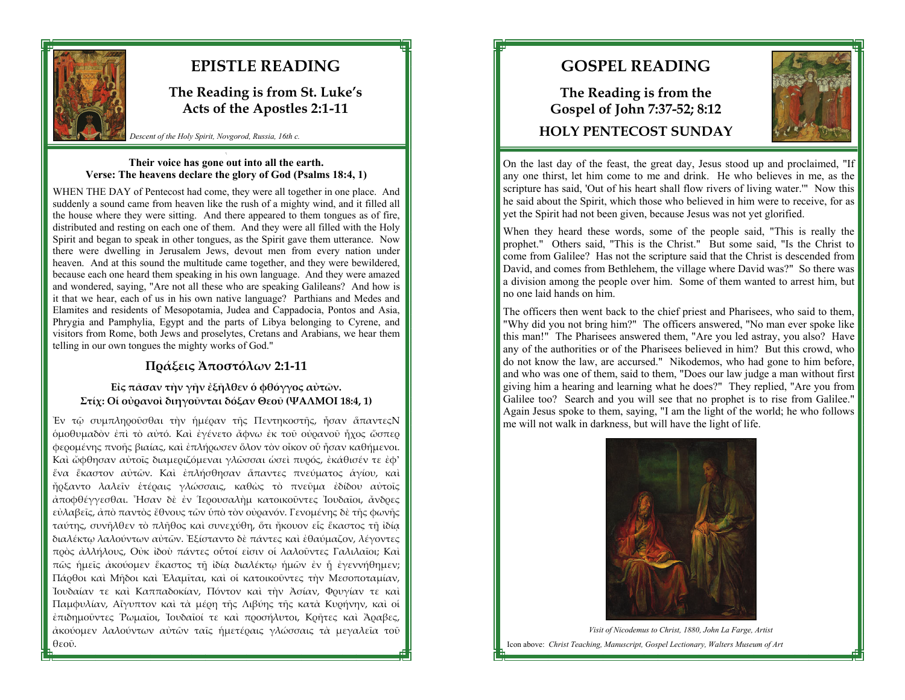# EPISTLE READING

## The Reading is from St. Luke's Acts of the Apostles 2:1-11

*Descent of the Holy Spirit, Novgorod, Russia, 16th c.*

**Their voice has gone out into all the earth.**
**Verse: The heavens declare the glory of God (Psalms 18:4, 1)**

WHEN THE DAY of Pentecost had come, they were all together in one place. And suddenly a sound came from heaven like the rush of a mighty wind, and it filled all the house where they were sitting. And there appeared to them tongues as of fire, distributed and resting on each one of them. And they were all filled with the Holy Spirit and began to speak in other tongues, as the Spirit gave them utterance. Now there were dwelling in Jerusalem Jews, devout men from every nation under heaven. And at this sound the multitude came together, and they were bewildered, because each one heard them speaking in his own language. And they were amazed and wondered, saying, "Are not all these who are speaking Galileans? And how is it that we hear, each of us in his own native language? Parthians and Medes and Elamites and residents of Mesopotamia, Judea and Cappadocia, Pontos and Asia, Phrygia and Pamphylia, Egypt and the parts of Libya belonging to Cyrene, and visitors from Rome, both Jews and proselytes, Cretans and Arabians, we hear them telling in our own tongues the mighty works of God."

## Πράξεις Ἀποστόλων 2:1-11

**Εἰς πᾶσαν τὴν γῆν ἐξῆλθεν ὁ φθόγγος αὐτῶν.**
**Στίχ: Οἱ οὐρανοὶ διηγοῦνται δόξαν Θεοῦ (ΨΑΛΜΟΙ 18:4, 1)**

Ἐν τῷ συμπληροῦσθαι τὴν ἡμέραν τῆς Πεντηκοστῆς, ἦσαν ἅπαντεςΝ ὁμοθυμαδὸν ἐπὶ τὸ αὐτό. Καὶ ἐγένετο ἄφνω ἐκ τοῦ οὐρανοῦ ἦχος ὥσπερ φερομένης πνοῆς βιαίας, καὶ ἐπλήρωσεν ὅλον τὸν οἶκον οὗ ἦσαν καθήμενοι. Καὶ ὤφθησαν αὐτοῖς διαμεριζόμεναι γλῶσσαι ὡσεὶ πυρός, ἐκάθισέν τε ἐφ' ἕνα ἕκαστον αὐτῶν. Καὶ ἐπλήσθησαν ἅπαντες πνεύματος ἁγίου, καὶ ἤρξαντο λαλεῖν ἑτέραις γλώσσαις, καθὼς τὸ πνεῦμα ἐδίδου αὐτοῖς ἀποφθέγγεσθαι. Ἦσαν δὲ ἐν Ἱερουσαλὴμ κατοικοῦντες Ἰουδαῖοι, ἄνδρες εὐλαβεῖς, ἀπὸ παντὸς ἔθνους τῶν ὑπὸ τὸν οὐρανόν. Γενομένης δὲ τῆς φωνῆς ταύτης, συνῆλθεν τὸ πλῆθος καὶ συνεχύθη, ὅτι ἤκουον εἷς ἕκαστος τῇ ἰδίᾳ διαλέκτῳ λαλούντων αὐτῶν. Ἐξίσταντο δὲ πάντες καὶ ἐθαύμαζον, λέγοντες πρὸς ἀλλήλους, Οὐκ ἰδοὺ πάντες οὗτοί εἰσιν οἱ λαλοῦντες Γαλιλαῖοι; Καὶ πῶς ἡμεῖς ἀκούομεν ἕκαστος τῇ ἰδίᾳ διαλέκτῳ ἡμῶν ἐν ᾗ ἐγεννήθημεν; Πάρθοι καὶ Μῆδοι καὶ Ἐλαμῖται, καὶ οἱ κατοικοῦντες τὴν Μεσοποταμίαν, Ἰουδαίαν τε καὶ Καππαδοκίαν, Πόντον καὶ τὴν Ἀσίαν, Φρυγίαν τε καὶ Παμφυλίαν, Αἴγυπτον καὶ τὰ μέρη τῆς Λιβύης τῆς κατὰ Κυρήνην, καὶ οἱ ἐπιδημοῦντες Ῥωμαῖοι, Ἰουδαῖοί τε καὶ προσήλυτοι, Κρῆτες καὶ Ἄραβες, ἀκούομεν λαλούντων αὐτῶν ταῖς ἡμετέραις γλώσσαις τὰ μεγαλεῖα τοῦ θεοῦ.

# GOSPEL READING

## The Reading is from the Gospel of John 7:37-52; 8:12

## HOLY PENTECOST SUNDAY

On the last day of the feast, the great day, Jesus stood up and proclaimed, "If any one thirst, let him come to me and drink. He who believes in me, as the scripture has said, 'Out of his heart shall flow rivers of living water.'" Now this he said about the Spirit, which those who believed in him were to receive, for as yet the Spirit had not been given, because Jesus was not yet glorified.

When they heard these words, some of the people said, "This is really the prophet." Others said, "This is the Christ." But some said, "Is the Christ to come from Galilee? Has not the scripture said that the Christ is descended from David, and comes from Bethlehem, the village where David was?" So there was a division among the people over him. Some of them wanted to arrest him, but no one laid hands on him.

The officers then went back to the chief priest and Pharisees, who said to them, "Why did you not bring him?" The officers answered, "No man ever spoke like this man!" The Pharisees answered them, "Are you led astray, you also? Have any of the authorities or of the Pharisees believed in him? But this crowd, who do not know the law, are accursed." Nikodemos, who had gone to him before, and who was one of them, said to them, "Does our law judge a man without first giving him a hearing and learning what he does?" They replied, "Are you from Galilee too? Search and you will see that no prophet is to rise from Galilee." Again Jesus spoke to them, saying, "I am the light of the world; he who follows me will not walk in darkness, but will have the light of life."

*Visit of Nicodemus to Christ, 1880, John La Farge, Artist*

Icon above: *Christ Teaching, Manuscript, Gospel Lectionary, Walters Museum of Art*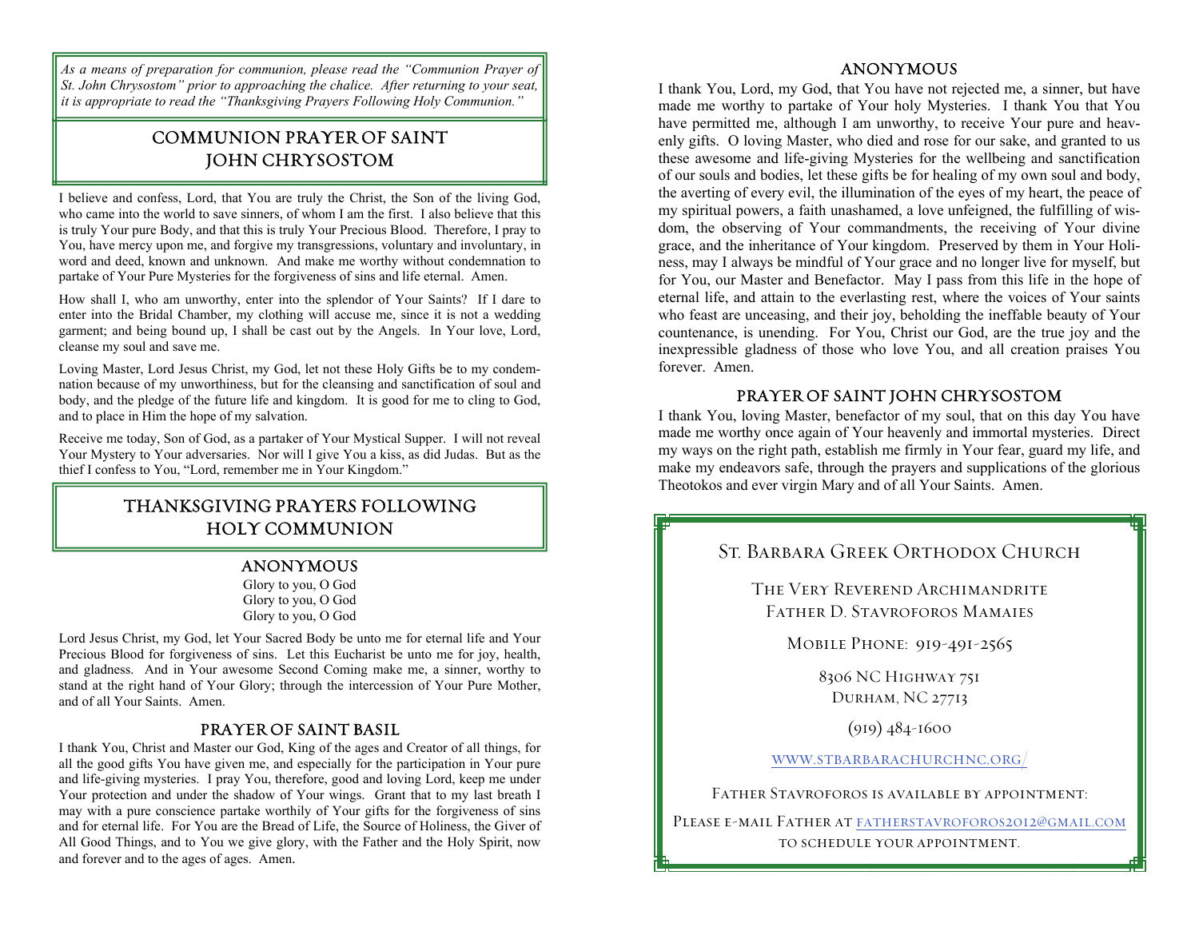*As a means of preparation for communion, please read the "Communion Prayer of St. John Chrysostom" prior to approaching the chalice. After returning to your seat, it is appropriate to read the "Thanksgiving Prayers Following Holy Communion."*

## COMMUNION PRAYER OF SAINT JOHN CHRYSOSTOM

I believe and confess, Lord, that You are truly the Christ, the Son of the living God, who came into the world to save sinners, of whom I am the first. I also believe that this is truly Your pure Body, and that this is truly Your Precious Blood. Therefore, I pray to You, have mercy upon me, and forgive my transgressions, voluntary and involuntary, in word and deed, known and unknown. And make me worthy without condemnation to partake of Your Pure Mysteries for the forgiveness of sins and life eternal. Amen.

How shall I, who am unworthy, enter into the splendor of Your Saints? If I dare to enter into the Bridal Chamber, my clothing will accuse me, since it is not a wedding garment; and being bound up, I shall be cast out by the Angels. In Your love, Lord, cleanse my soul and save me.

Loving Master, Lord Jesus Christ, my God, let not these Holy Gifts be to my condemnation because of my unworthiness, but for the cleansing and sanctification of soul and body, and the pledge of the future life and kingdom. It is good for me to cling to God, and to place in Him the hope of my salvation.

Receive me today, Son of God, as a partaker of Your Mystical Supper. I will not reveal Your Mystery to Your adversaries. Nor will I give You a kiss, as did Judas. But as the thief I confess to You, "Lord, remember me in Your Kingdom."

## THANKSGIVING PRAYERS FOLLOWING HOLY COMMUNION

### ANONYMOUS

Glory to you, O God  
Glory to you, O God  
Glory to you, O God

Lord Jesus Christ, my God, let Your Sacred Body be unto me for eternal life and Your Precious Blood for forgiveness of sins. Let this Eucharist be unto me for joy, health, and gladness. And in Your awesome Second Coming make me, a sinner, worthy to stand at the right hand of Your Glory; through the intercession of Your Pure Mother, and of all Your Saints. Amen.

### PRAYER OF SAINT BASIL

I thank You, Christ and Master our God, King of the ages and Creator of all things, for all the good gifts You have given me, and especially for the participation in Your pure and life-giving mysteries. I pray You, therefore, good and loving Lord, keep me under Your protection and under the shadow of Your wings. Grant that to my last breath I may with a pure conscience partake worthily of Your gifts for the forgiveness of sins and for eternal life. For You are the Bread of Life, the Source of Holiness, the Giver of All Good Things, and to You we give glory, with the Father and the Holy Spirit, now and forever and to the ages of ages. Amen.

### ANONYMOUS

I thank You, Lord, my God, that You have not rejected me, a sinner, but have made me worthy to partake of Your holy Mysteries. I thank You that You have permitted me, although I am unworthy, to receive Your pure and heavenly gifts. O loving Master, who died and rose for our sake, and granted to us these awesome and life-giving Mysteries for the wellbeing and sanctification of our souls and bodies, let these gifts be for healing of my own soul and body, the averting of every evil, the illumination of the eyes of my heart, the peace of my spiritual powers, a faith unashamed, a love unfeigned, the fulfilling of wisdom, the observing of Your commandments, the receiving of Your divine grace, and the inheritance of Your kingdom. Preserved by them in Your Holiness, may I always be mindful of Your grace and no longer live for myself, but for You, our Master and Benefactor. May I pass from this life in the hope of eternal life, and attain to the everlasting rest, where the voices of Your saints who feast are unceasing, and their joy, beholding the ineffable beauty of Your countenance, is unending. For You, Christ our God, are the true joy and the inexpressible gladness of those who love You, and all creation praises You forever. Amen.

### PRAYER OF SAINT JOHN CHRYSOSTOM

I thank You, loving Master, benefactor of my soul, that on this day You have made me worthy once again of Your heavenly and immortal mysteries. Direct my ways on the right path, establish me firmly in Your fear, guard my life, and make my endeavors safe, through the prayers and supplications of the glorious Theotokos and ever virgin Mary and of all Your Saints. Amen.

---

**St. Barbara Greek Orthodox Church**

The Very Reverend Archimandrite  
Father D. Stavroforos Mamaies

Mobile Phone: 919-491-2565

8306 NC Highway 751  
Durham, NC 27713

(919) 484-1600

www.stbarbarachurchnc.org/

Father Stavroforos is available by appointment:

Please e-mail Father at fatherstavroforos2012@gmail.com to schedule your appointment.